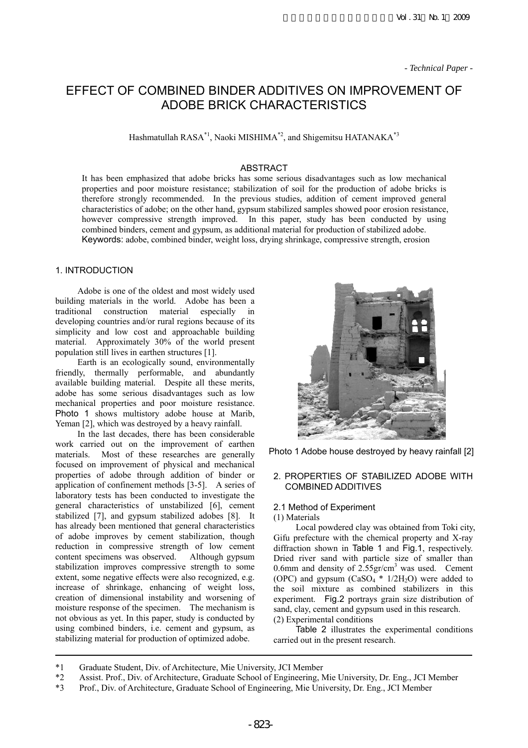*- Technical Paper -*

# EFFECT OF COMBINED BINDER ADDITIVES ON IMPROVEMENT OF ADOBE BRICK CHARACTERISTICS

Hashmatullah RASA[*1], Naoki MISHIMA[*2], and Shigemitsu HATANAKA[*3]

## ABSTRACT

It has been emphasized that adobe bricks has some serious disadvantages such as low mechanical properties and poor moisture resistance; stabilization of soil for the production of adobe bricks is therefore strongly recommended. In the previous studies, addition of cement improved general characteristics of adobe; on the other hand, gypsum stabilized samples showed poor erosion resistance, however compressive strength improved. In this paper, study has been conducted by using combined binders, cement and gypsum, as additional material for production of stabilized adobe.

Keywords: adobe, combined binder, weight loss, drying shrinkage, compressive strength, erosion

## 1. INTRODUCTION

Adobe is one of the oldest and most widely used building materials in the world. Adobe has been a traditional construction material especially in developing countries and/or rural regions because of its simplicity and low cost and approachable building material. Approximately 30% of the world present population still lives in earthen structures [1].

Earth is an ecologically sound, environmentally friendly, thermally performable, and abundantly available building material. Despite all these merits, adobe has some serious disadvantages such as low mechanical properties and poor moisture resistance. Photo 1 shows multistory adobe house at Marib, Yeman [2], which was destroyed by a heavy rainfall.

In the last decades, there has been considerable work carried out on the improvement of earthen materials. Most of these researches are generally focused on improvement of physical and mechanical properties of adobe through addition of binder or application of confinement methods [3-5]. A series of laboratory tests has been conducted to investigate the general characteristics of unstabilized [6], cement stabilized [7], and gypsum stabilized adobes [8]. It has already been mentioned that general characteristics of adobe improves by cement stabilization, though reduction in compressive strength of low cement content specimens was observed. Although gypsum stabilization improves compressive strength to some extent, some negative effects were also recognized, e.g. increase of shrinkage, enhancing of weight loss, creation of dimensional instability and worsening of moisture response of the specimen. The mechanism is not obvious as yet. In this paper, study is conducted by using combined binders, i.e. cement and gypsum, as stabilizing material for production of optimized adobe.

Photo 1 Adobe house destroyed by heavy rainfall [2]

## 2. PROPERTIES OF STABILIZED ADOBE WITH COMBINED ADDITIVES

### 2.1 Method of Experiment

(1) Materials

Local powdered clay was obtained from Toki city, Gifu prefecture with the chemical property and X-ray diffraction shown in Table 1 and Fig.1, respectively. Dried river sand with particle size of smaller than 0.6mm and density of 2.55gr/cm$^3$ was used. Cement (OPC) and gypsum ($CaSO_4$ * $1/2H_2O$) were added to the soil mixture as combined stabilizers in this experiment. Fig.2 portrays grain size distribution of sand, clay, cement and gypsum used in this research.

(2) Experimental conditions

Table 2 illustrates the experimental conditions carried out in the present research.

---

*1 Graduate Student, Div. of Architecture, Mie University, JCI Member

*2 Assist. Prof., Div. of Architecture, Graduate School of Engineering, Mie University, Dr. Eng., JCI Member

*3 Prof., Div. of Architecture, Graduate School of Engineering, Mie University, Dr. Eng., JCI Member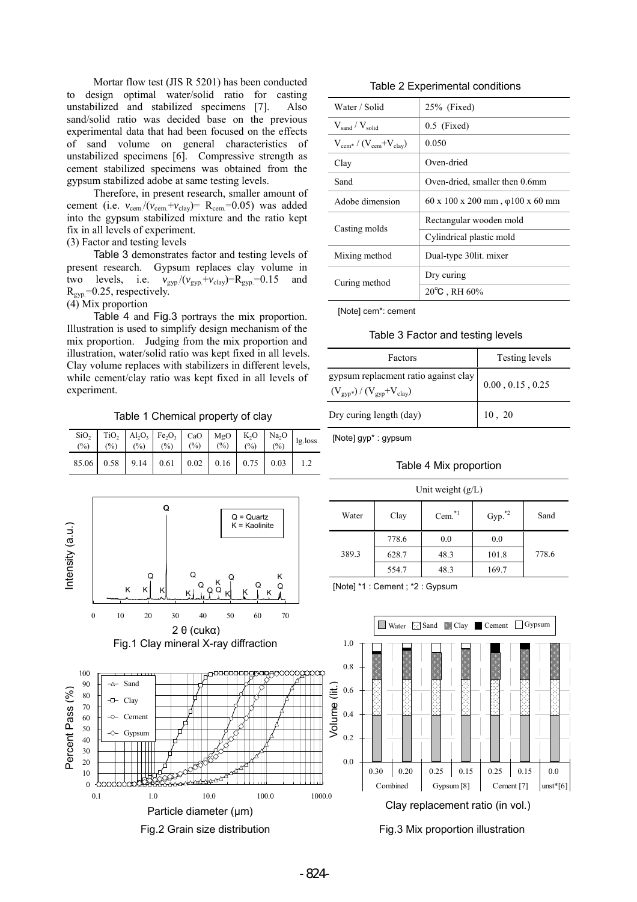Mortar flow test (JIS R 5201) has been conducted to design optimal water/solid ratio for casting unstabilized and stabilized specimens [7]. Also sand/solid ratio was decided base on the previous experimental data that had been focused on the effects of sand volume on general characteristics of unstabilized specimens [6]. Compressive strength as cement stabilized specimens was obtained from the gypsum stabilized adobe at same testing levels.

Therefore, in present research, smaller amount of cement (i.e. $v_{cem.}/(v_{cem.}+v_{clay})= R_{cem.}=0.05$) was added into the gypsum stabilized mixture and the ratio kept fix in all levels of experiment.

(3) Factor and testing levels

Table 3 demonstrates factor and testing levels of present research. Gypsum replaces clay volume in two levels, i.e. $v_{gyp.}/(v_{gyp.}+v_{clay})=R_{gyp.}=0.15$ and $R_{gyp.}=0.25$, respectively.

(4) Mix proportion

Table 4 and Fig.3 portrays the mix proportion. Illustration is used to simplify design mechanism of the mix proportion. Judging from the mix proportion and illustration, water/solid ratio was kept fixed in all levels. Clay volume replaces with stabilizers in different levels, while cement/clay ratio was kept fixed in all levels of experiment.

Table 1 Chemical property of clay

| $SiO_2$ (%) | $TiO_2$ (%) | $Al_2O_3$ (%) | $Fe_2O_3$ (%) | CaO (%) | MgO (%) | $K_2O$ (%) | $Na_2O$ (%) | Ig.loss |
|---|---|---|---|---|---|---|---|---|
| 85.06 | 0.58 | 9.14 | 0.61 | 0.02 | 0.16 | 0.75 | 0.03 | 1.2 |

Fig.1 Clay mineral X-ray diffraction

Fig.2 Grain size distribution

Table 2 Experimental conditions

| | |
|---|---|
| Water / Solid | 25% (Fixed) |
| $V_{sand}$ / $V_{solid}$ | 0.5 (Fixed) |
| $V_{cem*}$ / $(V_{cem}+V_{clay})$ | 0.050 |
| Clay | Oven-dried |
| Sand | Oven-dried, smaller then 0.6mm |
| Adobe dimension | 60 x 100 x 200 mm , φ100 x 60 mm |
| Casting molds | Rectangular wooden mold |
| | Cylindrical plastic mold |
| Mixing method | Dual-type 30lit. mixer |
| Curing method | Dry curing |
| | 20℃ , RH 60% |

[Note] cem*: cement

Table 3 Factor and testing levels

| Factors | Testing levels |
|---|---|
| gypsum replacment ratio against clay $(V_{gyp*}) / (V_{gyp}+V_{clay})$ | 0.00 , 0.15 , 0.25 |
| Dry curing length (day) | 10 , 20 |

[Note] gyp* : gypsum

Table 4 Mix proportion

| Unit weight (g/L) | | | | |
|---|---|---|---|---|
| Water | Clay | Cem.[*1] | Gyp.[*2] | Sand |
| 389.3 | 778.6 | 0.0 | 0.0 | 778.6 |
| | 628.7 | 48.3 | 101.8 | |
| | 554.7 | 48.3 | 169.7 | |

[Note] *1 : Cement ; *2 : Gypsum

Fig.3 Mix proportion illustration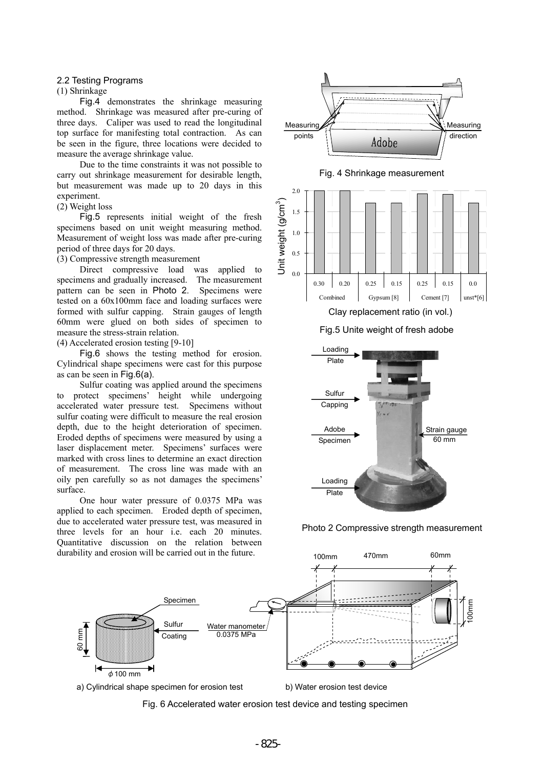### 2.2 Testing Programs

(1) Shrinkage

Fig.4 demonstrates the shrinkage measuring method. Shrinkage was measured after pre-curing of three days. Caliper was used to read the longitudinal top surface for manifesting total contraction. As can be seen in the figure, three locations were decided to measure the average shrinkage value.

Due to the time constraints it was not possible to carry out shrinkage measurement for desirable length, but measurement was made up to 20 days in this experiment.

(2) Weight loss

Fig.5 represents initial weight of the fresh specimens based on unit weight measuring method. Measurement of weight loss was made after pre-curing period of three days for 20 days.

(3) Compressive strength measurement

Direct compressive load was applied to specimens and gradually increased. The measurement pattern can be seen in Photo 2. Specimens were tested on a 60x100mm face and loading surfaces were formed with sulfur capping. Strain gauges of length 60mm were glued on both sides of specimen to measure the stress-strain relation.

(4) Accelerated erosion testing [9-10]

Fig.6 shows the testing method for erosion. Cylindrical shape specimens were cast for this purpose as can be seen in Fig.6(a).

Sulfur coating was applied around the specimens to protect specimens' height while undergoing accelerated water pressure test. Specimens without sulfur coating were difficult to measure the real erosion depth, due to the height deterioration of specimen. Eroded depths of specimens were measured by using a laser displacement meter. Specimens' surfaces were marked with cross lines to determine an exact direction of measurement. The cross line was made with an oily pen carefully so as not damages the specimens' surface.

One hour water pressure of 0.0375 MPa was applied to each specimen. Eroded depth of specimen, due to accelerated water pressure test, was measured in three levels for an hour i.e. each 20 minutes. Quantitative discussion on the relation between durability and erosion will be carried out in the future.

Fig. 4 Shrinkage measurement

Fig.5 Unite weight of fresh adobe

Photo 2 Compressive strength measurement

a) Cylindrical shape specimen for erosion test

b) Water erosion test device

Fig. 6 Accelerated water erosion test device and testing specimen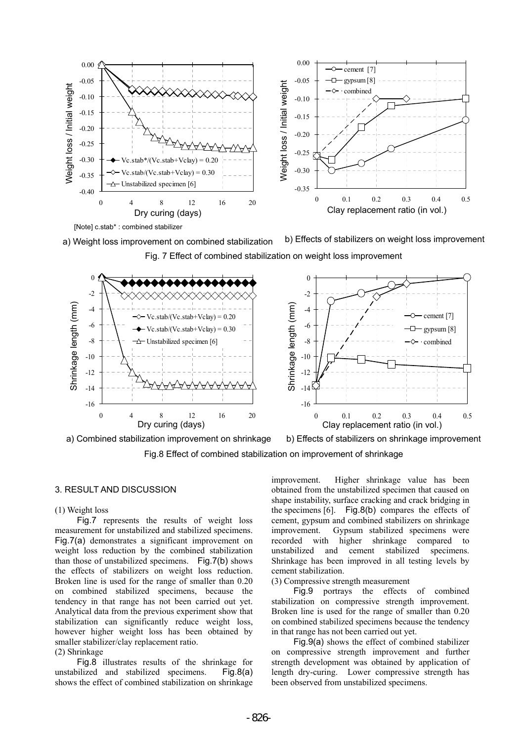Fig. 7 Effect of combined stabilization on weight loss improvement

a) Weight loss improvement on combined stabilization

[Note] c.stab* : combined stabilizer

b) Effects of stabilizers on weight loss improvement

Fig.8 Effect of combined stabilization on improvement of shrinkage

a) Combined stabilization improvement on shrinkage

b) Effects of stabilizers on shrinkage improvement

## 3. RESULT AND DISCUSSION

### (1) Weight loss

Fig.7 represents the results of weight loss measurement for unstabilized and stabilized specimens. Fig.7(a) demonstrates a significant improvement on weight loss reduction by the combined stabilization than those of unstabilized specimens. Fig.7(b) shows the effects of stabilizers on weight loss reduction. Broken line is used for the range of smaller than 0.20 on combined stabilized specimens, because the tendency in that range has not been carried out yet. Analytical data from the previous experiment show that stabilization can significantly reduce weight loss, however higher weight loss has been obtained by smaller stabilizer/clay replacement ratio.

### (2) Shrinkage

Fig.8 illustrates results of the shrinkage for unstabilized and stabilized specimens. Fig.8(a) shows the effect of combined stabilization on shrinkage improvement. Higher shrinkage value has been obtained from the unstabilized specimen that caused on shape instability, surface cracking and crack bridging in the specimens [6]. Fig.8(b) compares the effects of cement, gypsum and combined stabilizers on shrinkage improvement. Gypsum stabilized specimens were recorded with higher shrinkage compared to unstabilized and cement stabilized specimens. Shrinkage has been improved in all testing levels by cement stabilization.

### (3) Compressive strength measurement

Fig.9 portrays the effects of combined stabilization on compressive strength improvement. Broken line is used for the range of smaller than 0.20 on combined stabilized specimens because the tendency in that range has not been carried out yet.

Fig.9(a) shows the effect of combined stabilizer on compressive strength improvement and further strength development was obtained by application of length dry-curing. Lower compressive strength has been observed from unstabilized specimens.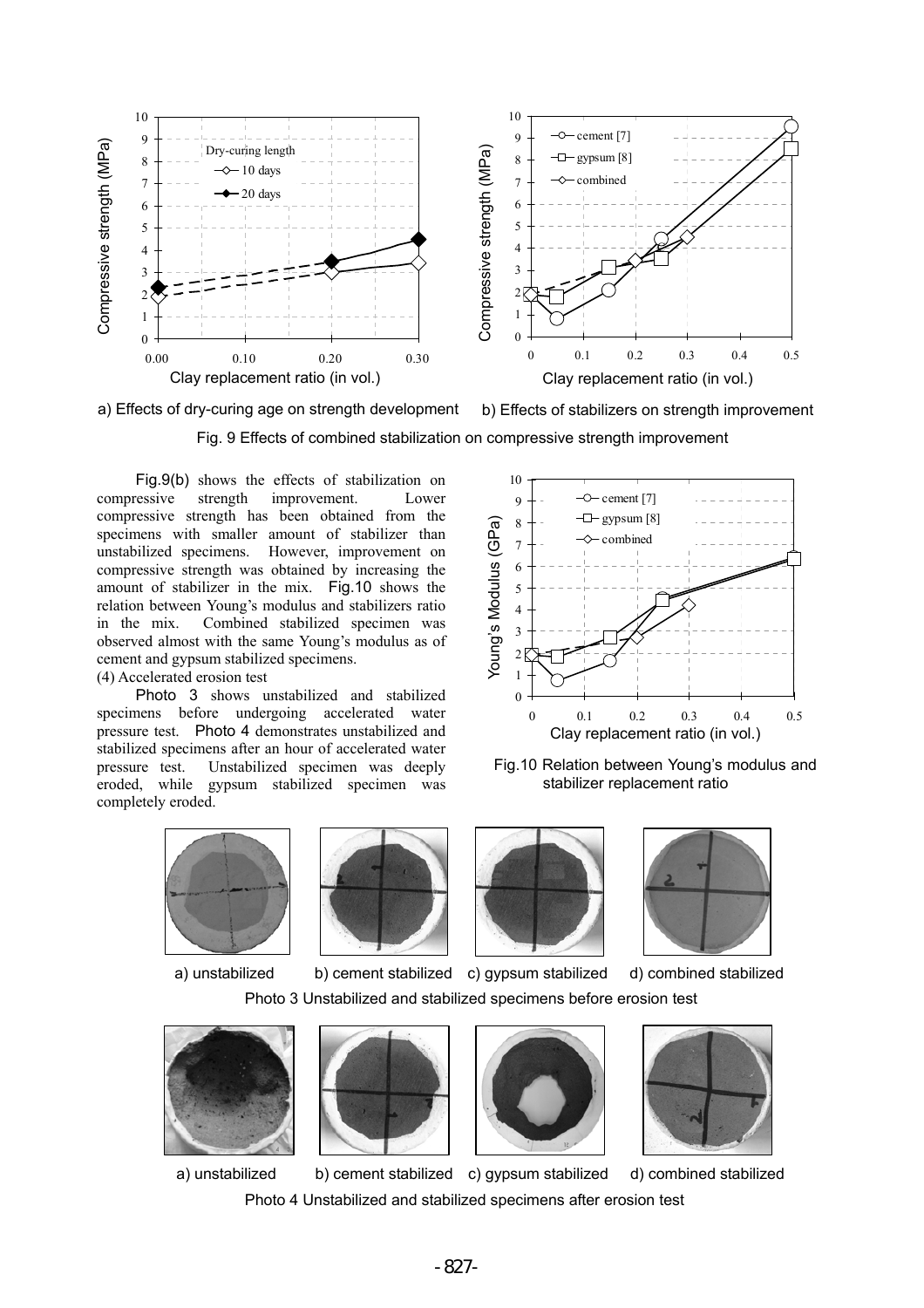a) Effects of dry-curing age on strength development

b) Effects of stabilizers on strength improvement

Fig. 9 Effects of combined stabilization on compressive strength improvement

Fig.9(b) shows the effects of stabilization on compressive strength improvement. Lower compressive strength has been obtained from the specimens with smaller amount of stabilizer than unstabilized specimens. However, improvement on compressive strength was obtained by increasing the amount of stabilizer in the mix. Fig.10 shows the relation between Young's modulus and stabilizers ratio in the mix. Combined stabilized specimen was observed almost with the same Young's modulus as of cement and gypsum stabilized specimens.

(4) Accelerated erosion test

Photo 3 shows unstabilized and stabilized specimens before undergoing accelerated water pressure test. Photo 4 demonstrates unstabilized and stabilized specimens after an hour of accelerated water pressure test. Unstabilized specimen was deeply eroded, while gypsum stabilized specimen was completely eroded.

Fig.10 Relation between Young's modulus and stabilizer replacement ratio

a) unstabilized b) cement stabilized c) gypsum stabilized d) combined stabilized

Photo 3 Unstabilized and stabilized specimens before erosion test

a) unstabilized b) cement stabilized c) gypsum stabilized d) combined stabilized

Photo 4 Unstabilized and stabilized specimens after erosion test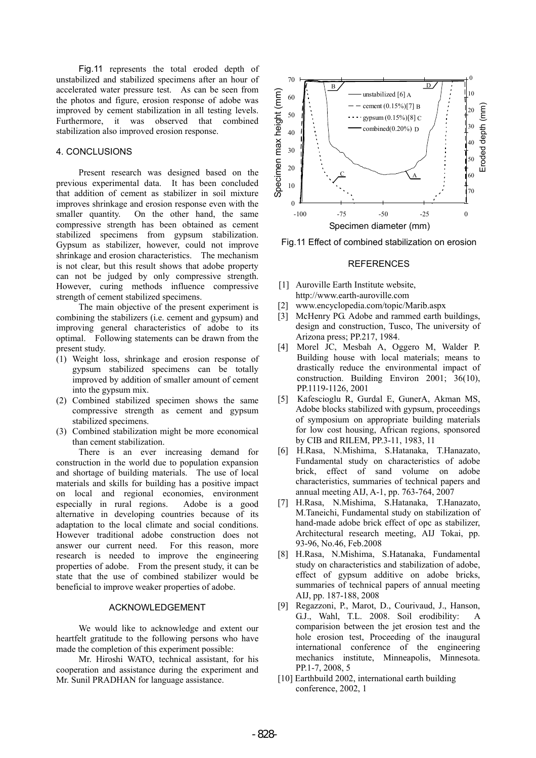Fig.11 represents the total eroded depth of unstabilized and stabilized specimens after an hour of accelerated water pressure test. As can be seen from the photos and figure, erosion response of adobe was improved by cement stabilization in all testing levels. Furthermore, it was observed that combined stabilization also improved erosion response.

## 4. CONCLUSIONS

Present research was designed based on the previous experimental data. It has been concluded that addition of cement as stabilizer in soil mixture improves shrinkage and erosion response even with the smaller quantity. On the other hand, the same compressive strength has been obtained as cement stabilized specimens from gypsum stabilization. Gypsum as stabilizer, however, could not improve shrinkage and erosion characteristics. The mechanism is not clear, but this result shows that adobe property can not be judged by only compressive strength. However, curing methods influence compressive strength of cement stabilized specimens.

The main objective of the present experiment is combining the stabilizers (i.e. cement and gypsum) and improving general characteristics of adobe to its optimal. Following statements can be drawn from the present study.

(1) Weight loss, shrinkage and erosion response of gypsum stabilized specimens can be totally improved by addition of smaller amount of cement into the gypsum mix.
(2) Combined stabilized specimen shows the same compressive strength as cement and gypsum stabilized specimens.
(3) Combined stabilization might be more economical than cement stabilization.

There is an ever increasing demand for construction in the world due to population expansion and shortage of building materials. The use of local materials and skills for building has a positive impact on local and regional economies, environment especially in rural regions. Adobe is a good alternative in developing countries because of its adaptation to the local climate and social conditions. However traditional adobe construction does not answer our current need. For this reason, more research is needed to improve the engineering properties of adobe. From the present study, it can be state that the use of combined stabilizer would be beneficial to improve weaker properties of adobe.

## ACKNOWLEDGEMENT

We would like to acknowledge and extent our heartfelt gratitude to the following persons who have made the completion of this experiment possible:

Mr. Hiroshi WATO, technical assistant, for his cooperation and assistance during the experiment and Mr. Sunil PRADHAN for language assistance.

Specimen max height (mm)
Eroded depth (mm)
Specimen diameter (mm)
unstabilized [6] A
cement (0.15%)[7] B
gypsum (0.15%)[8] C
combined(0.20%) D

Fig.11 Effect of combined stabilization on erosion

## REFERENCES

[1] Auroville Earth Institute website, http://www.earth-auroville.com
[2] www.encyclopedia.com/topic/Marib.aspx
[3] McHenry PG. Adobe and rammed earth buildings, design and construction, Tusco, The university of Arizona press; PP.217, 1984.
[4] Morel JC, Mesbah A, Oggero M, Walder P. Building house with local materials; means to drastically reduce the environmental impact of construction. Building Environ 2001; 36(10), PP.1119-1126, 2001
[5] Kafescioglu R, Gurdal E, GunerA, Akman MS, Adobe blocks stabilized with gypsum, proceedings of symposium on appropriate building materials for low cost housing, African regions, sponsored by CIB and RILEM, PP.3-11, 1983, 11
[6] H.Rasa, N.Mishima, S.Hatanaka, T.Hanazato, Fundamental study on characteristics of adobe brick, effect of sand volume on adobe characteristics, summaries of technical papers and annual meeting AIJ, A-1, pp. 763-764, 2007
[7] H.Rasa, N.Mishima, S.Hatanaka, T.Hanazato, M.Taneichi, Fundamental study on stabilization of hand-made adobe brick effect of opc as stabilizer, Architectural research meeting, AIJ Tokai, pp. 93-96, No.46, Feb.2008
[8] H.Rasa, N.Mishima, S.Hatanaka, Fundamental study on characteristics and stabilization of adobe, effect of gypsum additive on adobe bricks, summaries of technical papers of annual meeting AIJ, pp. 187-188, 2008
[9] Regazzoni, P., Marot, D., Courivaud, J., Hanson, G.J., Wahl, T.L. 2008. Soil erodibility: A comparision between the jet erosion test and the hole erosion test, Proceeding of the inaugural international conference of the engineering mechanics institute, Minneapolis, Minnesota. PP.1-7, 2008, 5
[10] Earthbuild 2002, international earth building conference, 2002, 1